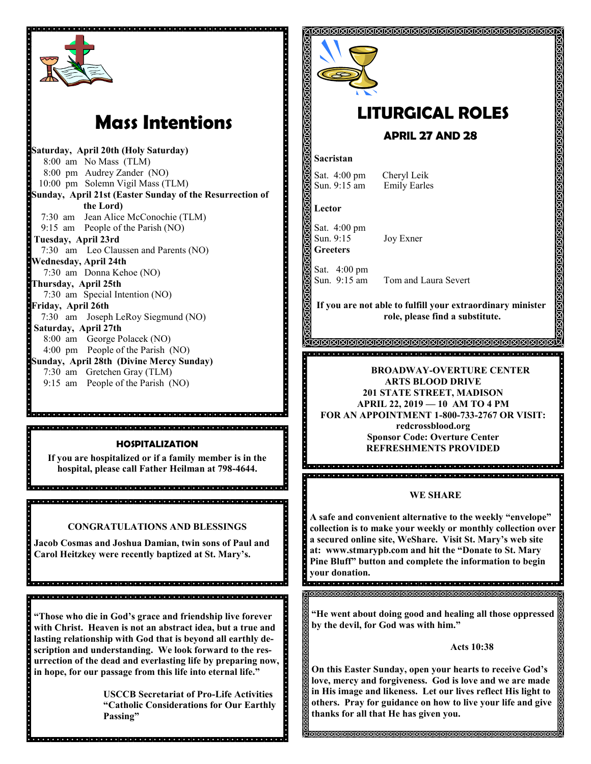# Mass Intentions

**Saturday, April 20th (Holy Saturday)**
8:00 am No Mass (TLM)
8:00 pm Audrey Zander (NO)
10:00 pm Solemn Vigil Mass (TLM)

**Sunday, April 21st (Easter Sunday of the Resurrection of the Lord)**
7:30 am Jean Alice McConochie (TLM)
9:15 am People of the Parish (NO)

**Tuesday, April 23rd**
7:30 am Leo Claussen and Parents (NO)

**Wednesday, April 24th**
7:30 am Donna Kehoe (NO)

**Thursday, April 25th**
7:30 am Special Intention (NO)

**Friday, April 26th**
7:30 am Joseph LeRoy Siegmund (NO)

**Saturday, April 27th**
8:00 am George Polacek (NO)
4:00 pm People of the Parish (NO)

**Sunday, April 28th (Divine Mercy Sunday)**
7:30 am Gretchen Gray (TLM)
9:15 am People of the Parish (NO)

## HOSPITALIZATION

**If you are hospitalized or if a family member is in the hospital, please call Father Heilman at 798-4644.**

## CONGRATULATIONS AND BLESSINGS

**Jacob Cosmas and Joshua Damian, twin sons of Paul and Carol Heitzkey were recently baptized at St. Mary's.**

**"Those who die in God's grace and friendship live forever with Christ. Heaven is not an abstract idea, but a true and lasting relationship with God that is beyond all earthly description and understanding. We look forward to the resurrection of the dead and everlasting life by preparing now, in hope, for our passage from this life into eternal life."**

**USCCB Secretariat of Pro-Life Activities "Catholic Considerations for Our Earthly Passing"**

# LITURGICAL ROLES

## APRIL 27 AND 28

**Sacristan**

Sat. 4:00 pm Cheryl Leik
Sun. 9:15 am Emily Earles

**Lector**

Sat. 4:00 pm
Sun. 9:15 Joy Exner

**Greeters**

Sat. 4:00 pm
Sun. 9:15 am Tom and Laura Severt

**If you are not able to fulfill your extraordinary minister role, please find a substitute.**

**BROADWAY-OVERTURE CENTER ARTS BLOOD DRIVE**
**201 STATE STREET, MADISON**
**APRIL 22, 2019 — 10 AM TO 4 PM**
**FOR AN APPOINTMENT 1-800-733-2767 OR VISIT: redcrossblood.org**
**Sponsor Code: Overture Center**
**REFRESHMENTS PROVIDED**

## WE SHARE

**A safe and convenient alternative to the weekly "envelope" collection is to make your weekly or monthly collection over a secured online site, WeShare. Visit St. Mary's web site at: www.stmarypb.com and hit the "Donate to St. Mary Pine Bluff" button and complete the information to begin your donation.**

**"He went about doing good and healing all those oppressed by the devil, for God was with him."**

**Acts 10:38**

**On this Easter Sunday, open your hearts to receive God's love, mercy and forgiveness. God is love and we are made in His image and likeness. Let our lives reflect His light to others. Pray for guidance on how to live your life and give thanks for all that He has given you.**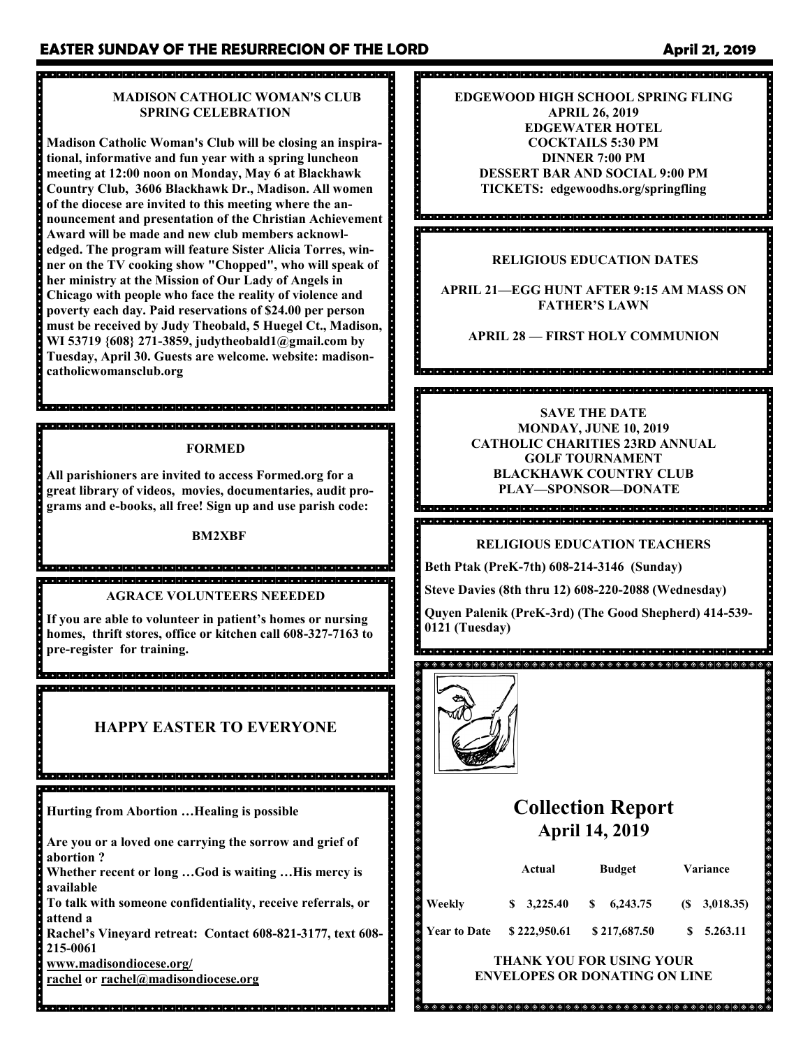### MADISON CATHOLIC WOMAN'S CLUB SPRING CELEBRATION

**Madison Catholic Woman's Club will be closing an inspirational, informative and fun year with a spring luncheon meeting at 12:00 noon on Monday, May 6 at Blackhawk Country Club, 3606 Blackhawk Dr., Madison. All women of the diocese are invited to this meeting where the announcement and presentation of the Christian Achievement Award will be made and new club members acknowledged. The program will feature Sister Alicia Torres, winner on the TV cooking show "Chopped", who will speak of her ministry at the Mission of Our Lady of Angels in Chicago with people who face the reality of violence and poverty each day. Paid reservations of $24.00 per person must be received by Judy Theobald, 5 Huegel Ct., Madison, WI 53719 {608} 271-3859, judytheobald1@gmail.com by Tuesday, April 30. Guests are welcome. website: madisoncatholicwomansclub.org**

### FORMED

**All parishioners are invited to access Formed.org for a great library of videos, movies, documentaries, audit programs and e-books, all free! Sign up and use parish code:**

**BM2XBF**

### AGRACE VOLUNTEERS NEEEDED

**If you are able to volunteer in patient's homes or nursing homes, thrift stores, office or kitchen call 608-327-7163 to pre-register for training.**

## HAPPY EASTER TO EVERYONE

**Hurting from Abortion …Healing is possible**

**Are you or a loved one carrying the sorrow and grief of abortion ?**
**Whether recent or long …God is waiting …His mercy is available**
**To talk with someone confidentiality, receive referrals, or attend a**
**Rachel's Vineyard retreat: Contact 608-821-3177, text 608-215-0061**
**www.madisondiocese.org/rachel or rachel@madisondiocese.org**

### EDGEWOOD HIGH SCHOOL SPRING FLING

**APRIL 26, 2019**
**EDGEWATER HOTEL**
**COCKTAILS 5:30 PM**
**DINNER 7:00 PM**
**DESSERT BAR AND SOCIAL 9:00 PM**
**TICKETS: edgewoodhs.org/springfling**

### RELIGIOUS EDUCATION DATES

**APRIL 21—EGG HUNT AFTER 9:15 AM MASS ON FATHER'S LAWN**

**APRIL 28 — FIRST HOLY COMMUNION**

### SAVE THE DATE

**MONDAY, JUNE 10, 2019**
**CATHOLIC CHARITIES 23RD ANNUAL GOLF TOURNAMENT**
**BLACKHAWK COUNTRY CLUB**
**PLAY—SPONSOR—DONATE**

### RELIGIOUS EDUCATION TEACHERS

**Beth Ptak (PreK-7th) 608-214-3146 (Sunday)**

**Steve Davies (8th thru 12) 608-220-2088 (Wednesday)**

**Quyen Palenik (PreK-3rd) (The Good Shepherd) 414-539-0121 (Tuesday)**

## Collection Report
### April 14, 2019

| | Actual | Budget | Variance |
|---|---|---|---|
| Weekly | $ 3,225.40 | $ 6,243.75 | ($ 3,018.35) |
| Year to Date | $ 222,950.61 | $ 217,687.50 | $ 5.263.11 |

**THANK YOU FOR USING YOUR ENVELOPES OR DONATING ON LINE**